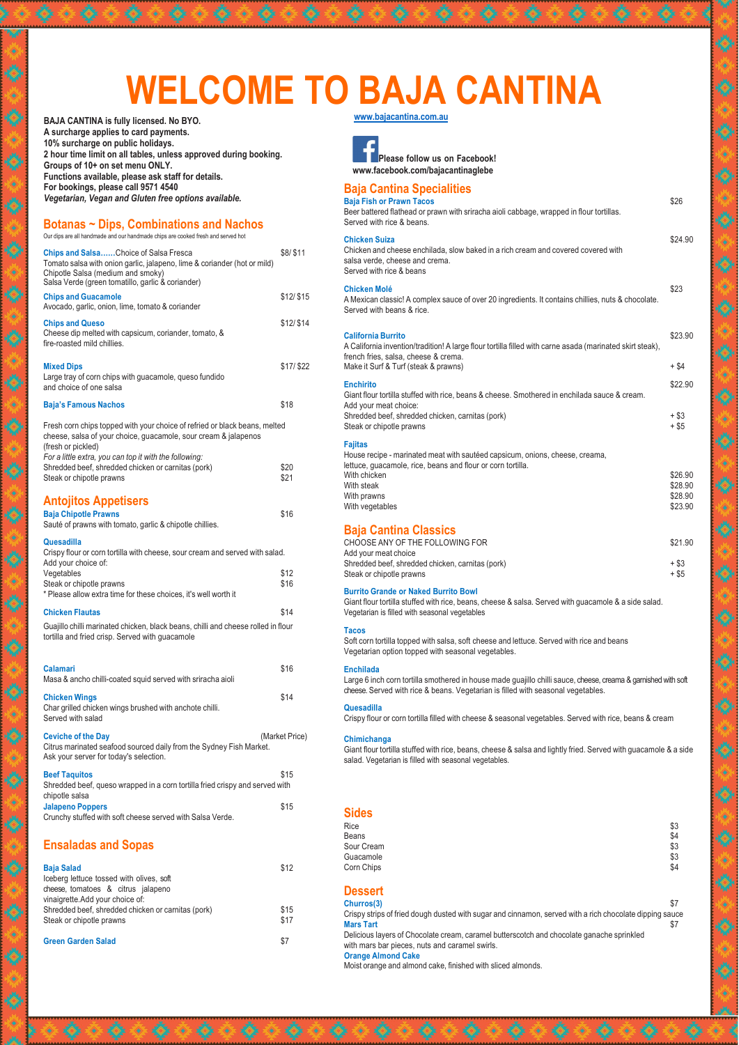# WELCOME TO BAJA CANTINA

**BAJA CANTINA is fully licensed. No BYO.**
**A surcharge applies to card payments.**
**10% surcharge on public holidays.**
**2 hour time limit on all tables, unless approved during booking.**
**Groups of 10+ on set menu ONLY.**
**Functions available, please ask staff for details.**
**For bookings, please call 9571 4540**
***Vegetarian, Vegan and Gluten free options available.***

## Botanas ~ Dips, Combinations and Nachos

Our dips are all handmade and our handmade chips are cooked fresh and served hot

**Chips and Salsa……**Choice of Salsa Fresca — $8/ $11
Tomato salsa with onion garlic, jalapeno, lime & coriander (hot or mild)
Chipotle Salsa (medium and smoky)
Salsa Verde (green tomatillo, garlic & coriander)

**Chips and Guacamole** — $12/ $15
Avocado, garlic, onion, lime, tomato & coriander

**Chips and Queso** — $12/ $14
Cheese dip melted with capsicum, coriander, tomato, & fire-roasted mild chillies.

**Mixed Dips** — $17/ $22
Large tray of corn chips with guacamole, queso fundido and choice of one salsa

**Baja's Famous Nachos** — $18

Fresh corn chips topped with your choice of refried or black beans, melted cheese, salsa of your choice, guacamole, sour cream & jalapenos (fresh or pickled)
*For a little extra, you can top it with the following:*
Shredded beef, shredded chicken or carnitas (pork) — $20
Steak or chipotle prawns — $21

## Antojitos Appetisers

**Baja Chipotle Prawns** — $16
Sauté of prawns with tomato, garlic & chipotle chillies.

**Quesadilla**
Crispy flour or corn tortilla with cheese, sour cream and served with salad.
Add your choice of:
Vegetables — $12
Steak or chipotle prawns — $16
* Please allow extra time for these choices, it's well worth it

**Chicken Flautas** — $14
Guajillo chilli marinated chicken, black beans, chilli and cheese rolled in flour tortilla and fried crisp. Served with guacamole

**Calamari** — $16
Masa & ancho chilli-coated squid served with sriracha aioli

**Chicken Wings** — $14
Char grilled chicken wings brushed with anchote chilli.
Served with salad

**Ceviche of the Day** — (Market Price)
Citrus marinated seafood sourced daily from the Sydney Fish Market.
Ask your server for today's selection.

**Beef Taquitos** — $15
Shredded beef, queso wrapped in a corn tortilla fried crispy and served with chipotle salsa

**Jalapeno Poppers** — $15
Crunchy stuffed with soft cheese served with Salsa Verde.

## Ensaladas and Sopas

**Baja Salad** — $12
Iceberg lettuce tossed with olives, soft cheese, tomatoes & citrus jalapeno vinaigrette. Add your choice of:
Shredded beef, shredded chicken or carnitas (pork) — $15
Steak or chipotle prawns — $17

**Green Garden Salad** — $7

**www.bajacantina.com.au**

**Please follow us on Facebook!**
**www.facebook.com/bajacantinaglebe**

## Baja Cantina Specialities

**Baja Fish or Prawn Tacos** — $26
Beer battered flathead or prawn with sriracha aioli cabbage, wrapped in flour tortillas.
Served with rice & beans.

**Chicken Suiza** — $24.90
Chicken and cheese enchilada, slow baked in a rich cream and covered covered with salsa verde, cheese and crema.
Served with rice & beans

**Chicken Molé** — $23
A Mexican classic! A complex sauce of over 20 ingredients. It contains chillies, nuts & chocolate.
Served with beans & rice.

**California Burrito** — $23.90
A California invention/tradition! A large flour tortilla filled with carne asada (marinated skirt steak), french fries, salsa, cheese & crema.
Make it Surf & Turf (steak & prawns) — + $4

**Enchirito** — $22.90
Giant flour tortilla stuffed with rice, beans & cheese. Smothered in enchilada sauce & cream.
Add your meat choice:
Shredded beef, shredded chicken, carnitas (pork) — + $3
Steak or chipotle prawns — + $5

**Fajitas**
House recipe - marinated meat with sautéed capsicum, onions, cheese, creama, lettuce, guacamole, rice, beans and flour or corn tortilla.
With chicken — $26.90
With steak — $28.90
With prawns — $28.90
With vegetables — $23.90

## Baja Cantina Classics

CHOOSE ANY OF THE FOLLOWING FOR — $21.90
Add your meat choice
Shredded beef, shredded chicken, carnitas (pork) — + $3
Steak or chipotle prawns — + $5

**Burrito Grande or Naked Burrito Bowl**
Giant flour tortilla stuffed with rice, beans, cheese & salsa. Served with guacamole & a side salad.
Vegetarian is filled with seasonal vegetables

**Tacos**
Soft corn tortilla topped with salsa, soft cheese and lettuce. Served with rice and beans
Vegetarian option topped with seasonal vegetables.

**Enchilada**
Large 6 inch corn tortilla smothered in house made guajillo chilli sauce, cheese, creama & garnished with soft cheese. Served with rice & beans. Vegetarian is filled with seasonal vegetables.

**Quesadilla**
Crispy flour or corn tortilla filled with cheese & seasonal vegetables. Served with rice, beans & cream

**Chimichanga**
Giant flour tortilla stuffed with rice, beans, cheese & salsa and lightly fried. Served with guacamole & a side salad. Vegetarian is filled with seasonal vegetables.

## Sides

| Item | Price |
|---|---|
| Rice | $3 |
| Beans | $4 |
| Sour Cream | $3 |
| Guacamole | $3 |
| Corn Chips | $4 |

## Dessert

**Churros(3)** — $7
Crispy strips of fried dough dusted with sugar and cinnamon, served with a rich chocolate dipping sauce

**Mars Tart** — $7
Delicious layers of Chocolate cream, caramel butterscotch and chocolate ganache sprinkled with mars bar pieces, nuts and caramel swirls.

**Orange Almond Cake**
Moist orange and almond cake, finished with sliced almonds.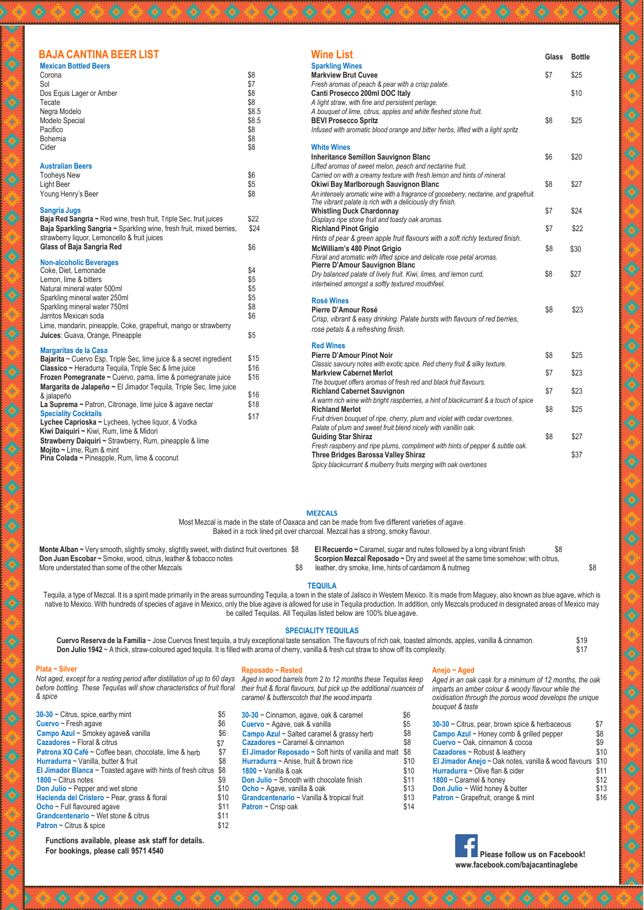## BAJA CANTINA BEER LIST

### Mexican Bottled Beers

| | |
|---|---|
| Corona | $8 |
| Sol | $7 |
| Dos Equis Lager or Amber | $8 |
| Tecate | $8 |
| Negra Modelo | $8.5 |
| Modelo Special | $8.5 |
| Pacifico | $8 |
| Bohemia | $8 |
| Cider | $8 |

### Australian Beers

| | |
|---|---|
| Tooheys New | $6 |
| Light Beer | $5 |
| Young Henry's Beer | $8 |

### Sangria Jugs

| | |
|---|---|
| **Baja Red Sangria** ~ Red wine, fresh fruit, Triple Sec, fruit juices | $22 |
| **Baja Sparkling Sangria** ~ Sparkling wine, fresh fruit, mixed berries, strawberry liquor, Lemoncello & fruit juices | $24 |
| **Glass of Baja Sangria Red** | $6 |

### Non-alcoholic Beverages

| | |
|---|---|
| Coke, Diet, Lemonade | $4 |
| Lemon, lime & bitters | $5 |
| Natural mineral water 500ml | $5 |
| Sparkling mineral water 250ml | $5 |
| Sparkling mineral water 750ml | $8 |
| Jarritos Mexican soda | $6 |
| Lime, mandarin, pineapple, Coke, grapefruit, mango or strawberry | |
| **Juices**: Guava, Orange, Pineapple | $5 |

### Margaritas de la Casa

| | |
|---|---|
| **Bajarita** ~ Cuervo Esp, Triple Sec, lime juice & a secret ingredient | $15 |
| **Classico** ~ Heradurra Tequila, Triple Sec & lime juice | $16 |
| **Frozen Pomegranate** ~ Cuervo, pama, lime & pomegranate juice | $16 |
| **Margarita de Jalapeño** ~ El Jimador Tequila, Triple Sec, lime juice & jalapeño | $16 |
| **La Suprema** ~ Patron, Citronage, lime juice & agave nectar | $18 |

### Speciality Cocktails

$17

- **Lychee Caprioska** ~ Lychees, lychee liquor, & Vodka
- **Kiwi Daiquiri** ~ Kiwi, Rum, lime & Midori
- **Strawberry Daiquiri** ~ Strawberry, Rum, pineapple & lime
- **Mojito** ~ Lime, Rum & mint
- **Pina Colada** ~ Pineapple, Rum, lime & coconut

## Wine List

| | Glass | Bottle |
|---|---|---|
| **Sparkling Wines** | | |
| **Markview Brut Cuvee** *Fresh aromas of peach & pear with a crisp palate.* | $7 | $25 |
| **Canti Prosecco 200ml DOC Italy** *A light straw, with fine and persistent perlage. A bouquet of lime, citrus, apples and white fleshed stone fruit.* | | $10 |
| **BEVI Prosecco Spritz** *Infused with aromatic blood orange and bitter herbs, lifted with a light spritz* | $8 | $25 |
| **White Wines** | | |
| **Inheritance Semillon Sauvignon Blanc** *Lifted aromas of sweet melon, peach and nectarine fruit. Carried on with a creamy texture with fresh lemon and hints of mineral.* | $6 | $20 |
| **Okiwi Bay Marlborough Sauvignon Blanc** *An intensely aromatic wine with a fragrance of gooseberry, nectarine, and grapefruit. The vibrant palate is rich with a deliciously dry finish.* | $8 | $27 |
| **Whistling Duck Chardonnay** *Displays ripe stone fruit and toasty oak aromas.* | $7 | $24 |
| **Richland Pinot Grigio** *Hints of pear & green apple fruit flavours with a soft richly textured finish.* | $7 | $22 |
| **McWilliam's 480 Pinot Grigio** *Floral and aromatic with lifted spice and delicate rose petal aromas.* | $8 | $30 |
| **Pierre D'Amour Sauvignon Blanc** *Dry balanced palate of lively fruit. Kiwi, limes, and lemon curd, intertwined amongst a softly textured mouthfeel.* | $8 | $27 |
| **Rosé Wines** | | |
| **Pierre D'Amour Rosé** *Crisp, vibrant & easy drinking. Palate bursts with flavours of red berries, rose petals & a refreshing finish.* | $8 | $23 |
| **Red Wines** | | |
| **Pierre D'Amour Pinot Noir** *Classic savoury notes with exotic spice. Red cherry fruit & silky texture.* | $8 | $25 |
| **Markview Cabernet Merlot** *The bouquet offers aromas of fresh red and black fruit flavours.* | $7 | $23 |
| **Richland Cabernet Sauvignon** *A warm rich wine with bright raspberries, a hint of blackcurrant & a touch of spice* | $7 | $23 |
| **Richland Merlot** *Fruit driven bouquet of ripe, cherry, plum and violet with cedar overtones. Palate of plum and sweet fruit blend nicely with vanillin oak.* | $8 | $25 |
| **Guiding Star Shiraz** *Fresh raspberry and ripe plums, compliment with hints of pepper & subtle oak.* | $8 | $27 |
| **Three Bridges Barossa Valley Shiraz** *Spicy blackcurrant & mulberry fruits merging with oak overtones* | | $37 |

## MEZCALS

Most Mezcal is made in the state of Oaxaca and can be made from five different varieties of agave. Baked in a rock lined pit over charcoal. Mezcal has a strong, smoky flavour.

| | |
|---|---|
| **Monte Alban** ~ Very smooth, slightly smoky, slightly sweet, with distinct fruit overtones | $8 |
| **Don Juan Escobar** ~ Smoke, wood, citrus, leather & tobacco notes More understated than some of the other Mezcals | $8 |
| **El Recuerdo** ~ Caramel, sugar and nutes followed by a long vibrant finish | $8 |
| **Scorpion Mezcal Reposado** ~ Dry and sweet at the same time somehow; with citrus, leather, dry smoke, lime, hints of cardamom & nutmeg | $8 |

## TEQUILA

Tequila, a type of Mezcal. It is a spirit made primarily in the areas surrounding Tequila, a town in the state of Jalisco in Western Mexico. It is made from Maguey, also known as blue agave, which is native to Mexico. With hundreds of species of agave in Mexico, only the blue agave is allowed for use in Tequila production. In addition, only Mezcals produced in designated areas of Mexico may be called Tequilas. All Tequilas listed below are 100% blue agave.

### SPECIALITY TEQUILAS

| | |
|---|---|
| **Cuervo Reserva de la Familia** ~ Jose Cuervos finest tequila, a truly exceptional taste sensation. The flavours of rich oak, toasted almonds, apples, vanilla & cinnamon. | $19 |
| **Don Julio 1942** ~ A thick, straw-coloured aged tequila. It is filled with aroma of cherry, vanilla & fresh cut straw to show off its complexity. | $17 |

### Plata ~ Silver

*Not aged, except for a resting period after distillation of up to 60 days before bottling. These Tequilas will show characteristics of fruit floral & spice*

| | |
|---|---|
| **30-30** ~ Citrus, spice, earthy mint | $5 |
| **Cuervo** ~ Fresh agave | $6 |
| **Campo Azul** ~ Smokey agave& vanilla | $6 |
| **Cazadores** ~ Floral & citrus | $7 |
| **Patrona XO Café** ~ Coffee bean, chocolate, lime & herb | $7 |
| **Hurradurra** ~ Vanilla, butter & fruit | $8 |
| **El Jimador Blanca** ~ Toasted agave with hints of fresh citrus | $8 |
| **1800** ~ Citrus notes | $9 |
| **Don Julio** ~ Pepper and wet stone | $10 |
| **Hacienda del Cristero** ~ Pear, grass & floral | $10 |
| **Ocho** ~ Full flavoured agave | $11 |
| **Grandcentenario** ~ Wet stone & citrus | $11 |
| **Patron** ~ Citrus & spice | $12 |

### Reposado ~ Rested

*Aged in wood barrels from 2 to 12 months these Tequilas keep their fruit & floral flavours, but pick up the additional nuances of caramel & butterscotch that the wood imparts*

| | |
|---|---|
| **30-30** ~ Cinnamon, agave, oak & caramel | $6 |
| **Cuervo** ~ Agave, oak & vanilla | $5 |
| **Campo Azul** ~ Salted caramel & grassy herb | $8 |
| **Cazadores** ~ Caramel & cinnamon | $8 |
| **El Jimador Reposado** ~ Soft hints of vanilla and malt | $8 |
| **Hurradurra** ~ Anise, fruit & brown rice | $10 |
| **1800** ~ Vanilla & oak | $10 |
| **Don Julio** ~ Smooth with chocolate finish | $11 |
| **Ocho** ~ Agave, vanilla & oak | $13 |
| **Grandcentenario** ~ Vanilla & tropical fruit | $13 |
| **Patron** ~ Crisp oak | $14 |

### Anejo ~ Aged

*Aged in an oak cask for a minimum of 12 months, the oak imparts an amber colour & woody flavour while the oxidisation through the porous wood develops the unique bouquet & taste*

| | |
|---|---|
| **30-30** ~ Citrus, pear, brown spice & herbaceous | $7 |
| **Campo Azul** ~ Honey comb & grilled pepper | $8 |
| **Cuervo** ~ Oak, cinnamon & cocoa | $9 |
| **Cazadores** ~ Robust & leathery | $10 |
| **El Jimador Anejo** ~ Oak notes, vanilla & wood flavours | $10 |
| **Hurradurra** ~ Olive flan & cider | $11 |
| **1800** ~ Caramel & honey | $12 |
| **Don Julio** ~ Wild honey & butter | $13 |
| **Patron** ~ Grapefruit, orange & mint | $16 |

**Functions available, please ask staff for details.**
**For bookings, please call 9571 4540**

**Please follow us on Facebook!**
**www.facebook.com/bajacantinaglebe**